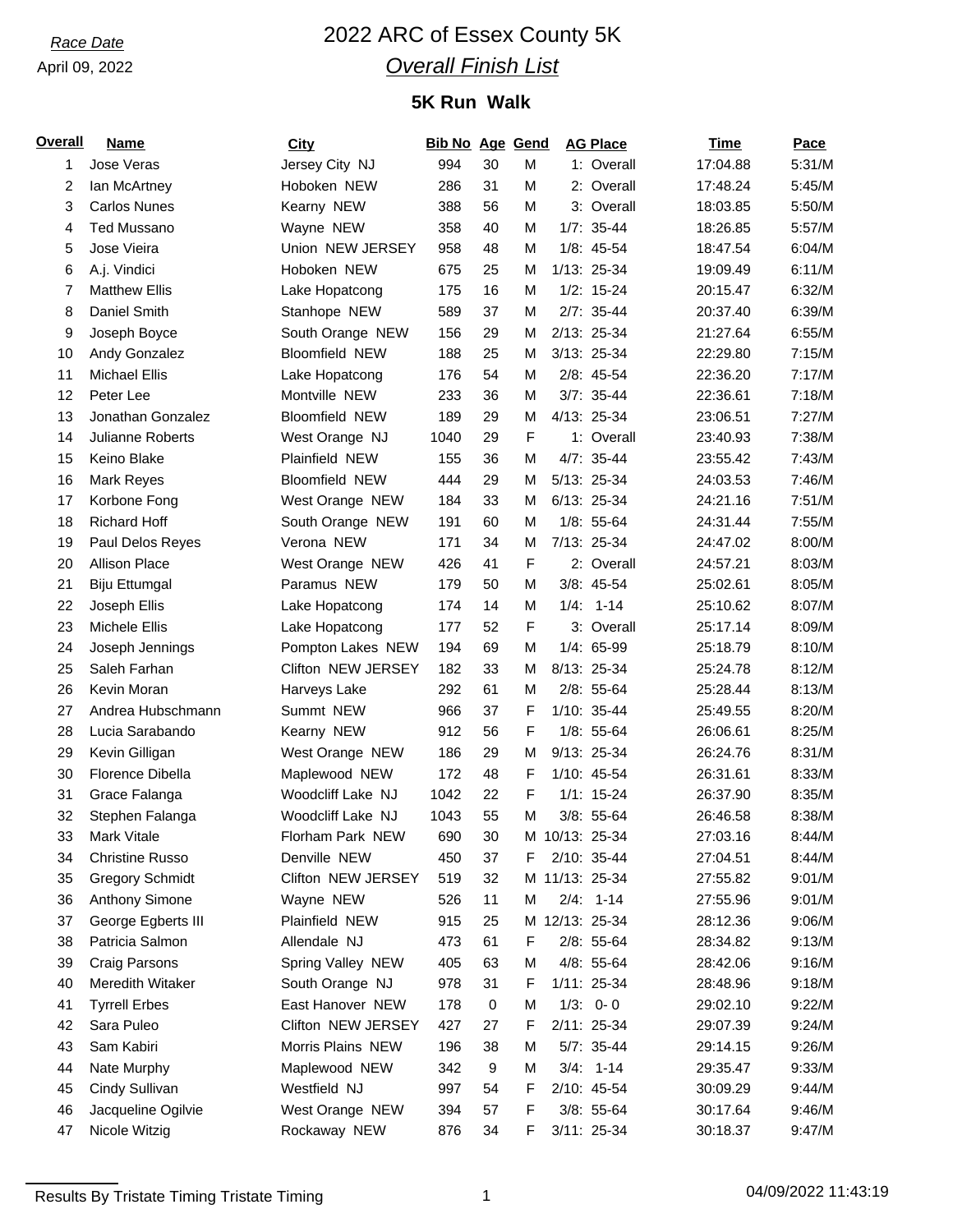*Race Date*

April 09, 2022

# 2022 ARC of Essex County 5K

## *Overall Finish List*

### 5K Run Walk

| Overall | Name | City | Bib No | Age | Gend | AG Place | Time | Pace |
|---|---|---|---|---|---|---|---|---|
| 1 | Jose Veras | Jersey City NJ | 994 | 30 | M | 1: Overall | 17:04.88 | 5:31/M |
| 2 | Ian McArtney | Hoboken NEW | 286 | 31 | M | 2: Overall | 17:48.24 | 5:45/M |
| 3 | Carlos Nunes | Kearny NEW | 388 | 56 | M | 3: Overall | 18:03.85 | 5:50/M |
| 4 | Ted Mussano | Wayne NEW | 358 | 40 | M | 1/7: 35-44 | 18:26.85 | 5:57/M |
| 5 | Jose Vieira | Union NEW JERSEY | 958 | 48 | M | 1/8: 45-54 | 18:47.54 | 6:04/M |
| 6 | A.j. Vindici | Hoboken NEW | 675 | 25 | M | 1/13: 25-34 | 19:09.49 | 6:11/M |
| 7 | Matthew Ellis | Lake Hopatcong | 175 | 16 | M | 1/2: 15-24 | 20:15.47 | 6:32/M |
| 8 | Daniel Smith | Stanhope NEW | 589 | 37 | M | 2/7: 35-44 | 20:37.40 | 6:39/M |
| 9 | Joseph Boyce | South Orange NEW | 156 | 29 | M | 2/13: 25-34 | 21:27.64 | 6:55/M |
| 10 | Andy Gonzalez | Bloomfield NEW | 188 | 25 | M | 3/13: 25-34 | 22:29.80 | 7:15/M |
| 11 | Michael Ellis | Lake Hopatcong | 176 | 54 | M | 2/8: 45-54 | 22:36.20 | 7:17/M |
| 12 | Peter Lee | Montville NEW | 233 | 36 | M | 3/7: 35-44 | 22:36.61 | 7:18/M |
| 13 | Jonathan Gonzalez | Bloomfield NEW | 189 | 29 | M | 4/13: 25-34 | 23:06.51 | 7:27/M |
| 14 | Julianne Roberts | West Orange NJ | 1040 | 29 | F | 1: Overall | 23:40.93 | 7:38/M |
| 15 | Keino Blake | Plainfield NEW | 155 | 36 | M | 4/7: 35-44 | 23:55.42 | 7:43/M |
| 16 | Mark Reyes | Bloomfield NEW | 444 | 29 | M | 5/13: 25-34 | 24:03.53 | 7:46/M |
| 17 | Korbone Fong | West Orange NEW | 184 | 33 | M | 6/13: 25-34 | 24:21.16 | 7:51/M |
| 18 | Richard Hoff | South Orange NEW | 191 | 60 | M | 1/8: 55-64 | 24:31.44 | 7:55/M |
| 19 | Paul Delos Reyes | Verona NEW | 171 | 34 | M | 7/13: 25-34 | 24:47.02 | 8:00/M |
| 20 | Allison Place | West Orange NEW | 426 | 41 | F | 2: Overall | 24:57.21 | 8:03/M |
| 21 | Biju Ettumgal | Paramus NEW | 179 | 50 | M | 3/8: 45-54 | 25:02.61 | 8:05/M |
| 22 | Joseph Ellis | Lake Hopatcong | 174 | 14 | M | 1/4: 1-14 | 25:10.62 | 8:07/M |
| 23 | Michele Ellis | Lake Hopatcong | 177 | 52 | F | 3: Overall | 25:17.14 | 8:09/M |
| 24 | Joseph Jennings | Pompton Lakes NEW | 194 | 69 | M | 1/4: 65-99 | 25:18.79 | 8:10/M |
| 25 | Saleh Farhan | Clifton NEW JERSEY | 182 | 33 | M | 8/13: 25-34 | 25:24.78 | 8:12/M |
| 26 | Kevin Moran | Harveys Lake | 292 | 61 | M | 2/8: 55-64 | 25:28.44 | 8:13/M |
| 27 | Andrea Hubschmann | Summt NEW | 966 | 37 | F | 1/10: 35-44 | 25:49.55 | 8:20/M |
| 28 | Lucia Sarabando | Kearny NEW | 912 | 56 | F | 1/8: 55-64 | 26:06.61 | 8:25/M |
| 29 | Kevin Gilligan | West Orange NEW | 186 | 29 | M | 9/13: 25-34 | 26:24.76 | 8:31/M |
| 30 | Florence Dibella | Maplewood NEW | 172 | 48 | F | 1/10: 45-54 | 26:31.61 | 8:33/M |
| 31 | Grace Falanga | Woodcliff Lake NJ | 1042 | 22 | F | 1/1: 15-24 | 26:37.90 | 8:35/M |
| 32 | Stephen Falanga | Woodcliff Lake NJ | 1043 | 55 | M | 3/8: 55-64 | 26:46.58 | 8:38/M |
| 33 | Mark Vitale | Florham Park NEW | 690 | 30 | M | 10/13: 25-34 | 27:03.16 | 8:44/M |
| 34 | Christine Russo | Denville NEW | 450 | 37 | F | 2/10: 35-44 | 27:04.51 | 8:44/M |
| 35 | Gregory Schmidt | Clifton NEW JERSEY | 519 | 32 | M | 11/13: 25-34 | 27:55.82 | 9:01/M |
| 36 | Anthony Simone | Wayne NEW | 526 | 11 | M | 2/4: 1-14 | 27:55.96 | 9:01/M |
| 37 | George Egberts III | Plainfield NEW | 915 | 25 | M | 12/13: 25-34 | 28:12.36 | 9:06/M |
| 38 | Patricia Salmon | Allendale NJ | 473 | 61 | F | 2/8: 55-64 | 28:34.82 | 9:13/M |
| 39 | Craig Parsons | Spring Valley NEW | 405 | 63 | M | 4/8: 55-64 | 28:42.06 | 9:16/M |
| 40 | Meredith Witaker | South Orange NJ | 978 | 31 | F | 1/11: 25-34 | 28:48.96 | 9:18/M |
| 41 | Tyrrell Erbes | East Hanover NEW | 178 | 0 | M | 1/3: 0- 0 | 29:02.10 | 9:22/M |
| 42 | Sara Puleo | Clifton NEW JERSEY | 427 | 27 | F | 2/11: 25-34 | 29:07.39 | 9:24/M |
| 43 | Sam Kabiri | Morris Plains NEW | 196 | 38 | M | 5/7: 35-44 | 29:14.15 | 9:26/M |
| 44 | Nate Murphy | Maplewood NEW | 342 | 9 | M | 3/4: 1-14 | 29:35.47 | 9:33/M |
| 45 | Cindy Sullivan | Westfield NJ | 997 | 54 | F | 2/10: 45-54 | 30:09.29 | 9:44/M |
| 46 | Jacqueline Ogilvie | West Orange NEW | 394 | 57 | F | 3/8: 55-64 | 30:17.64 | 9:46/M |
| 47 | Nicole Witzig | Rockaway NEW | 876 | 34 | F | 3/11: 25-34 | 30:18.37 | 9:47/M |

Results By Tristate Timing Tristate Timing

04/09/2022 11:43:19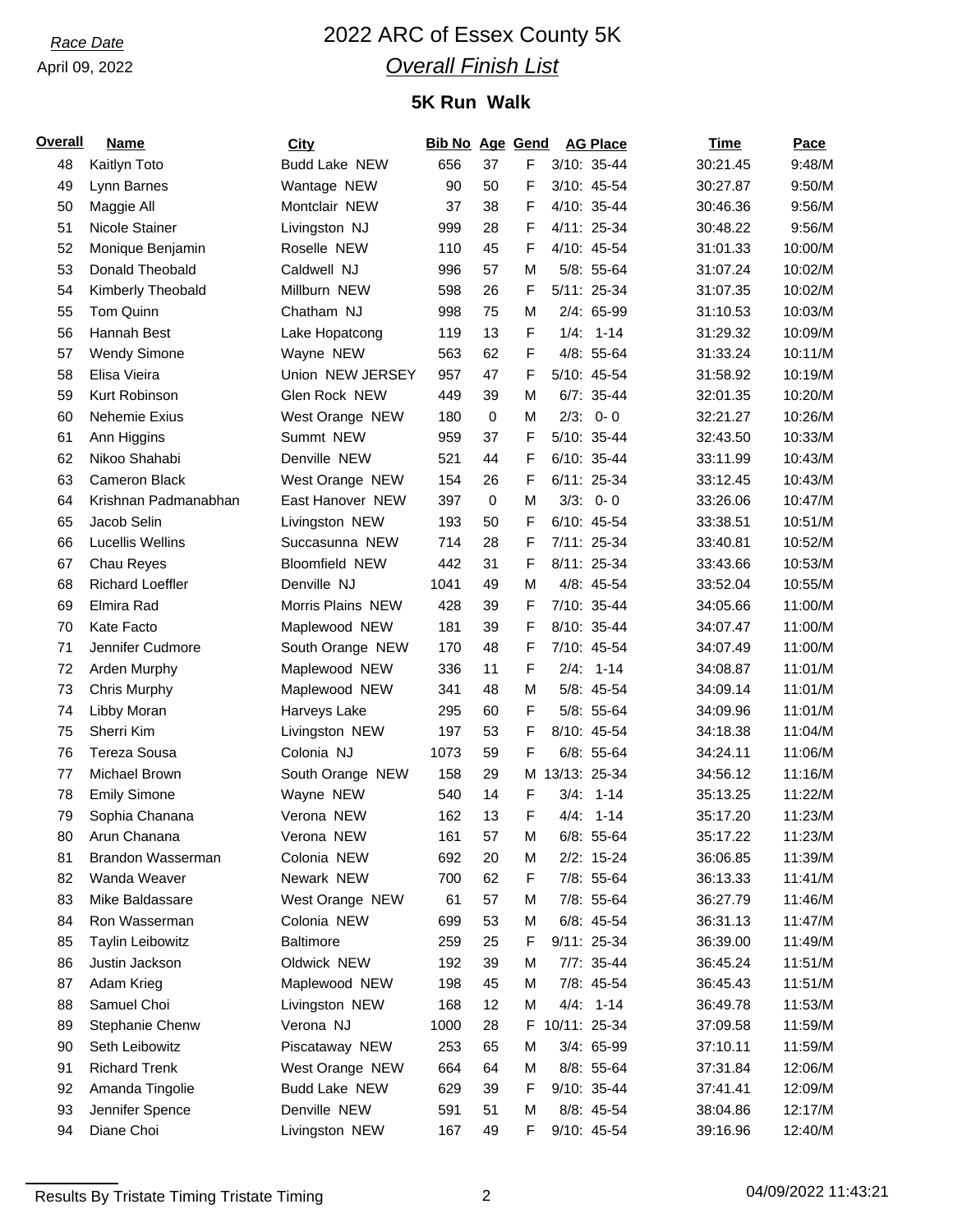*Race Date*
April 09, 2022

# 2022 ARC of Essex County 5K

## *Overall Finish List*

### 5K Run Walk

| Overall | Name | City | Bib No | Age | Gend | AG Place | Time | Pace |
|---|---|---|---|---|---|---|---|---|
| 48 | Kaitlyn Toto | Budd Lake NEW | 656 | 37 | F | 3/10: 35-44 | 30:21.45 | 9:48/M |
| 49 | Lynn Barnes | Wantage NEW | 90 | 50 | F | 3/10: 45-54 | 30:27.87 | 9:50/M |
| 50 | Maggie All | Montclair NEW | 37 | 38 | F | 4/10: 35-44 | 30:46.36 | 9:56/M |
| 51 | Nicole Stainer | Livingston NJ | 999 | 28 | F | 4/11: 25-34 | 30:48.22 | 9:56/M |
| 52 | Monique Benjamin | Roselle NEW | 110 | 45 | F | 4/10: 45-54 | 31:01.33 | 10:00/M |
| 53 | Donald Theobald | Caldwell NJ | 996 | 57 | M | 5/8: 55-64 | 31:07.24 | 10:02/M |
| 54 | Kimberly Theobald | Millburn NEW | 598 | 26 | F | 5/11: 25-34 | 31:07.35 | 10:02/M |
| 55 | Tom Quinn | Chatham NJ | 998 | 75 | M | 2/4: 65-99 | 31:10.53 | 10:03/M |
| 56 | Hannah Best | Lake Hopatcong | 119 | 13 | F | 1/4: 1-14 | 31:29.32 | 10:09/M |
| 57 | Wendy Simone | Wayne NEW | 563 | 62 | F | 4/8: 55-64 | 31:33.24 | 10:11/M |
| 58 | Elisa Vieira | Union NEW JERSEY | 957 | 47 | F | 5/10: 45-54 | 31:58.92 | 10:19/M |
| 59 | Kurt Robinson | Glen Rock NEW | 449 | 39 | M | 6/7: 35-44 | 32:01.35 | 10:20/M |
| 60 | Nehemie Exius | West Orange NEW | 180 | 0 | M | 2/3: 0- 0 | 32:21.27 | 10:26/M |
| 61 | Ann Higgins | Summt NEW | 959 | 37 | F | 5/10: 35-44 | 32:43.50 | 10:33/M |
| 62 | Nikoo Shahabi | Denville NEW | 521 | 44 | F | 6/10: 35-44 | 33:11.99 | 10:43/M |
| 63 | Cameron Black | West Orange NEW | 154 | 26 | F | 6/11: 25-34 | 33:12.45 | 10:43/M |
| 64 | Krishnan Padmanabhan | East Hanover NEW | 397 | 0 | M | 3/3: 0- 0 | 33:26.06 | 10:47/M |
| 65 | Jacob Selin | Livingston NEW | 193 | 50 | F | 6/10: 45-54 | 33:38.51 | 10:51/M |
| 66 | Lucellis Wellins | Succasunna NEW | 714 | 28 | F | 7/11: 25-34 | 33:40.81 | 10:52/M |
| 67 | Chau Reyes | Bloomfield NEW | 442 | 31 | F | 8/11: 25-34 | 33:43.66 | 10:53/M |
| 68 | Richard Loeffler | Denville NJ | 1041 | 49 | M | 4/8: 45-54 | 33:52.04 | 10:55/M |
| 69 | Elmira Rad | Morris Plains NEW | 428 | 39 | F | 7/10: 35-44 | 34:05.66 | 11:00/M |
| 70 | Kate Facto | Maplewood NEW | 181 | 39 | F | 8/10: 35-44 | 34:07.47 | 11:00/M |
| 71 | Jennifer Cudmore | South Orange NEW | 170 | 48 | F | 7/10: 45-54 | 34:07.49 | 11:00/M |
| 72 | Arden Murphy | Maplewood NEW | 336 | 11 | F | 2/4: 1-14 | 34:08.87 | 11:01/M |
| 73 | Chris Murphy | Maplewood NEW | 341 | 48 | M | 5/8: 45-54 | 34:09.14 | 11:01/M |
| 74 | Libby Moran | Harveys Lake | 295 | 60 | F | 5/8: 55-64 | 34:09.96 | 11:01/M |
| 75 | Sherri Kim | Livingston NEW | 197 | 53 | F | 8/10: 45-54 | 34:18.38 | 11:04/M |
| 76 | Tereza Sousa | Colonia NJ | 1073 | 59 | F | 6/8: 55-64 | 34:24.11 | 11:06/M |
| 77 | Michael Brown | South Orange NEW | 158 | 29 | M | 13/13: 25-34 | 34:56.12 | 11:16/M |
| 78 | Emily Simone | Wayne NEW | 540 | 14 | F | 3/4: 1-14 | 35:13.25 | 11:22/M |
| 79 | Sophia Chanana | Verona NEW | 162 | 13 | F | 4/4: 1-14 | 35:17.20 | 11:23/M |
| 80 | Arun Chanana | Verona NEW | 161 | 57 | M | 6/8: 55-64 | 35:17.22 | 11:23/M |
| 81 | Brandon Wasserman | Colonia NEW | 692 | 20 | M | 2/2: 15-24 | 36:06.85 | 11:39/M |
| 82 | Wanda Weaver | Newark NEW | 700 | 62 | F | 7/8: 55-64 | 36:13.33 | 11:41/M |
| 83 | Mike Baldassare | West Orange NEW | 61 | 57 | M | 7/8: 55-64 | 36:27.79 | 11:46/M |
| 84 | Ron Wasserman | Colonia NEW | 699 | 53 | M | 6/8: 45-54 | 36:31.13 | 11:47/M |
| 85 | Taylin Leibowitz | Baltimore | 259 | 25 | F | 9/11: 25-34 | 36:39.00 | 11:49/M |
| 86 | Justin Jackson | Oldwick NEW | 192 | 39 | M | 7/7: 35-44 | 36:45.24 | 11:51/M |
| 87 | Adam Krieg | Maplewood NEW | 198 | 45 | M | 7/8: 45-54 | 36:45.43 | 11:51/M |
| 88 | Samuel Choi | Livingston NEW | 168 | 12 | M | 4/4: 1-14 | 36:49.78 | 11:53/M |
| 89 | Stephanie Chenw | Verona NJ | 1000 | 28 | F | 10/11: 25-34 | 37:09.58 | 11:59/M |
| 90 | Seth Leibowitz | Piscataway NEW | 253 | 65 | M | 3/4: 65-99 | 37:10.11 | 11:59/M |
| 91 | Richard Trenk | West Orange NEW | 664 | 64 | M | 8/8: 55-64 | 37:31.84 | 12:06/M |
| 92 | Amanda Tingolie | Budd Lake NEW | 629 | 39 | F | 9/10: 35-44 | 37:41.41 | 12:09/M |
| 93 | Jennifer Spence | Denville NEW | 591 | 51 | M | 8/8: 45-54 | 38:04.86 | 12:17/M |
| 94 | Diane Choi | Livingston NEW | 167 | 49 | F | 9/10: 45-54 | 39:16.96 | 12:40/M |

Results By Tristate Timing Tristate Timing    04/09/2022 11:43:21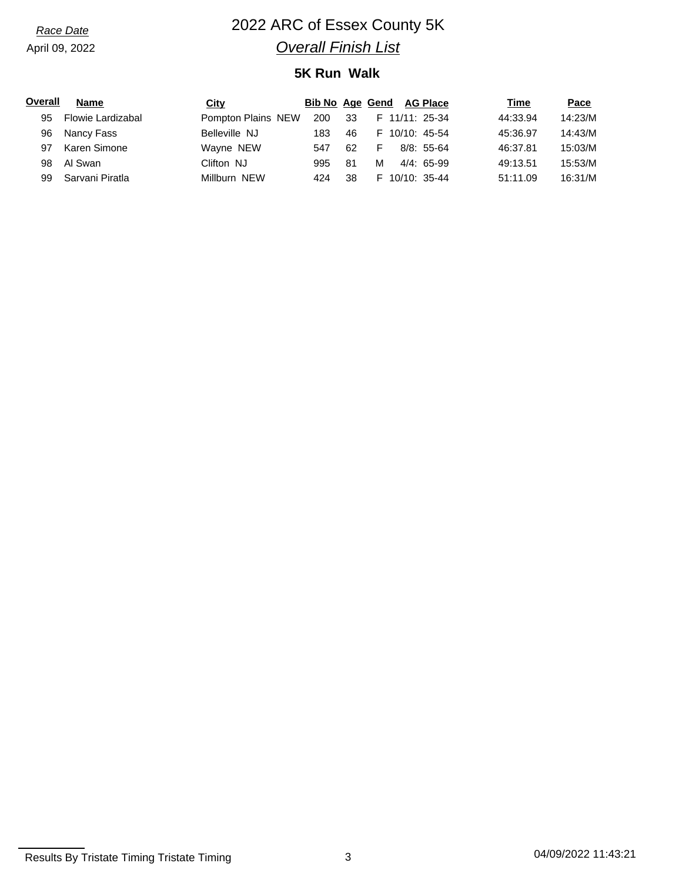*Race Date*

April 09, 2022

# 2022 ARC of Essex County 5K

## *Overall Finish List*

### 5K Run Walk

| Overall | Name | City | Bib No | Age | Gend | AG Place | Time | Pace |
|---|---|---|---|---|---|---|---|---|
| 95 | Flowie Lardizabal | Pompton Plains NEW | 200 | 33 | F | 11/11: 25-34 | 44:33.94 | 14:23/M |
| 96 | Nancy Fass | Belleville NJ | 183 | 46 | F | 10/10: 45-54 | 45:36.97 | 14:43/M |
| 97 | Karen Simone | Wayne NEW | 547 | 62 | F | 8/8: 55-64 | 46:37.81 | 15:03/M |
| 98 | Al Swan | Clifton NJ | 995 | 81 | M | 4/4: 65-99 | 49:13.51 | 15:53/M |
| 99 | Sarvani Piratla | Millburn NEW | 424 | 38 | F | 10/10: 35-44 | 51:11.09 | 16:31/M |

Results By Tristate Timing Tristate Timing

04/09/2022 11:43:21